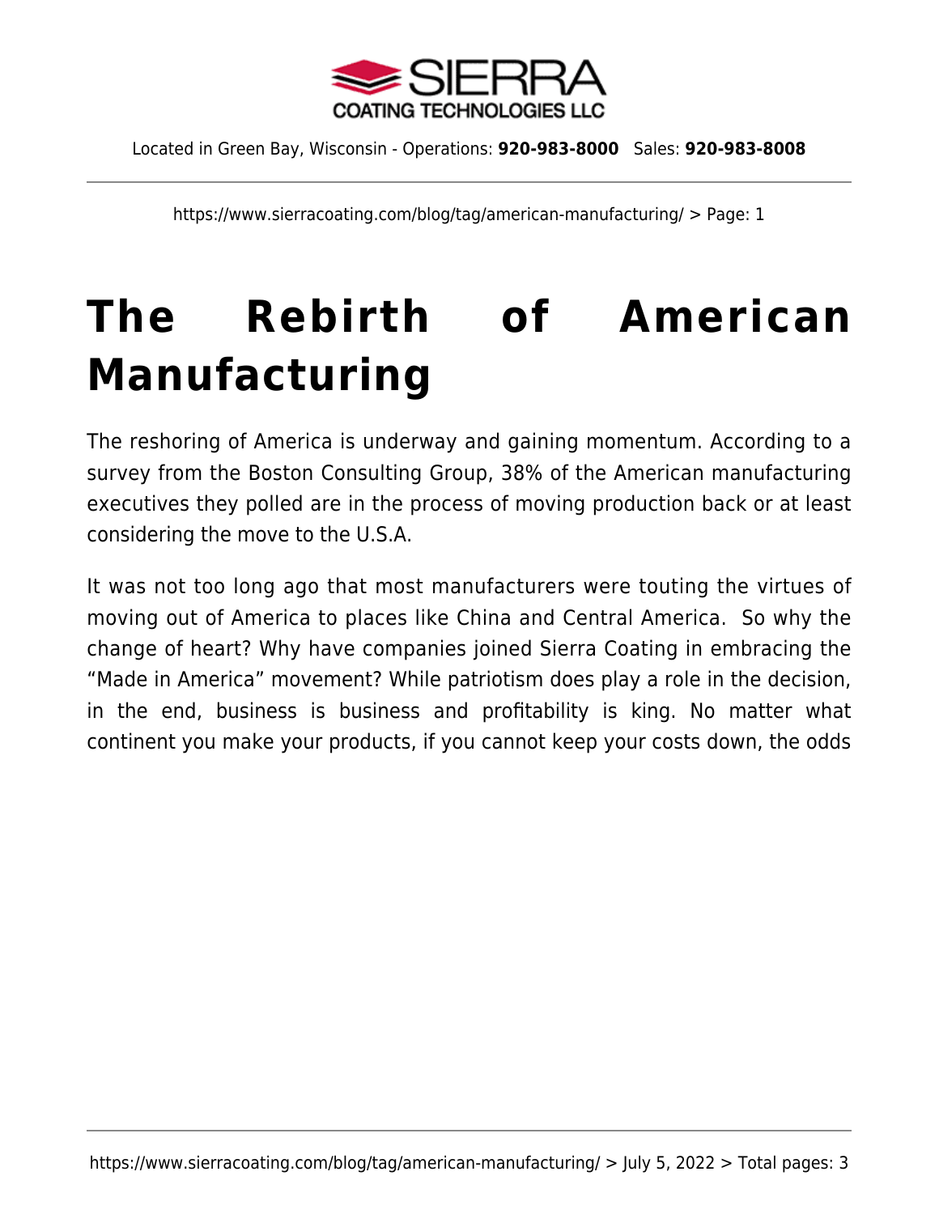# The Rebirth of American Manufacturing

The reshoring of America is underway and gaining momentum. According to a survey from the Boston Consulting Group, 38% of the American manufacturing executives they polled are in the process of moving production back or at least considering the move to the U.S.A.

It was not too long ago that most manufacturers were touting the virtues of moving out of America to places like China and Central America. So why the change of heart? Why have companies joined Sierra Coating in embracing the "Made in America" movement? While patriotism does play a role in the decision, in the end, business is business and profitability is king. No matter what continent you make your products, if you cannot keep your costs down, the odds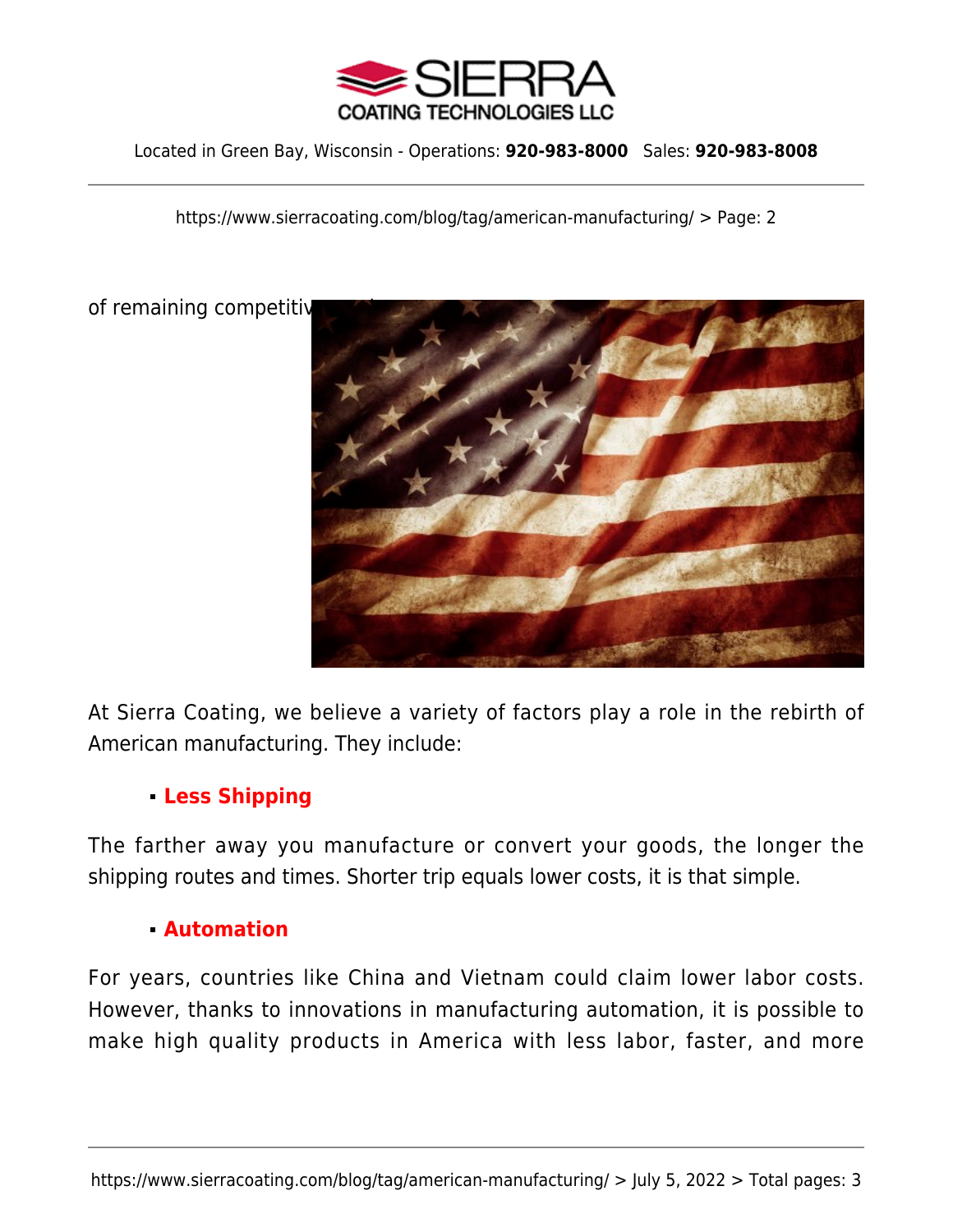of remaining competitiv

At Sierra Coating, we believe a variety of factors play a role in the rebirth of American manufacturing. They include:

- **Less Shipping**

The farther away you manufacture or convert your goods, the longer the shipping routes and times. Shorter trip equals lower costs, it is that simple.

- **Automation**

For years, countries like China and Vietnam could claim lower labor costs. However, thanks to innovations in manufacturing automation, it is possible to make high quality products in America with less labor, faster, and more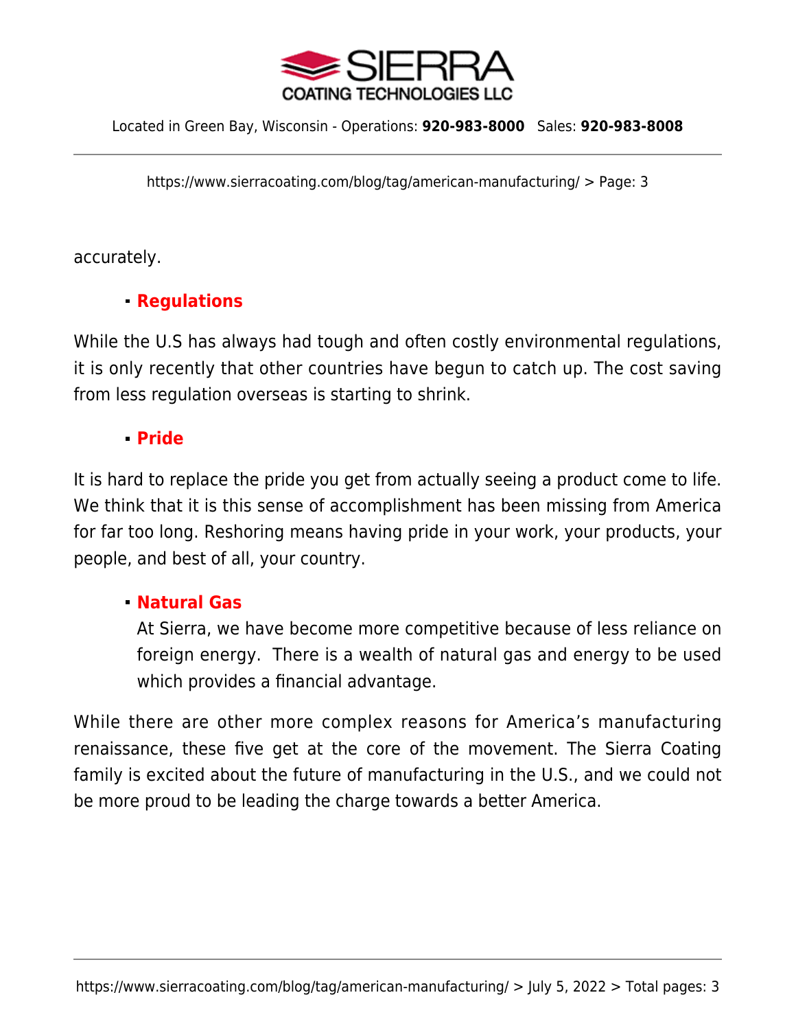accurately.

- **Regulations**

While the U.S has always had tough and often costly environmental regulations, it is only recently that other countries have begun to catch up. The cost saving from less regulation overseas is starting to shrink.

- **Pride**

It is hard to replace the pride you get from actually seeing a product come to life. We think that it is this sense of accomplishment has been missing from America for far too long. Reshoring means having pride in your work, your products, your people, and best of all, your country.

- **Natural Gas**
  At Sierra, we have become more competitive because of less reliance on foreign energy.  There is a wealth of natural gas and energy to be used which provides a financial advantage.

While there are other more complex reasons for America's manufacturing renaissance, these five get at the core of the movement. The Sierra Coating family is excited about the future of manufacturing in the U.S., and we could not be more proud to be leading the charge towards a better America.